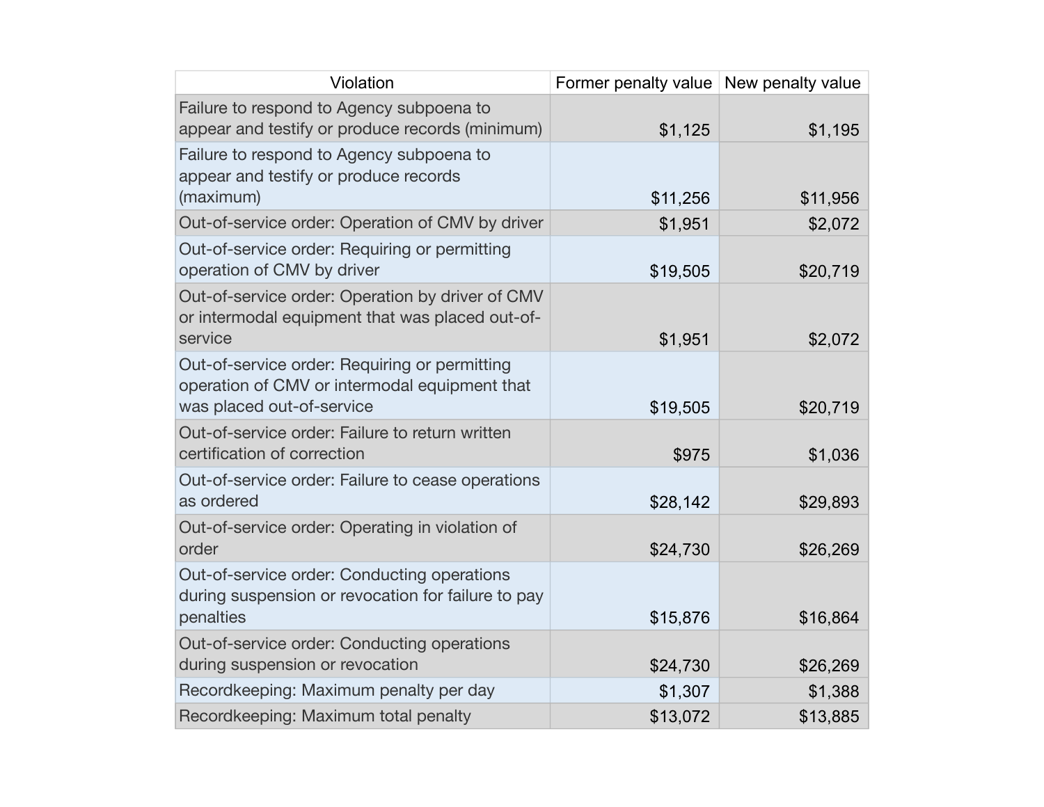| Violation | Former penalty value | New penalty value |
| --- | --- | --- |
| Failure to respond to Agency subpoena to appear and testify or produce records (minimum) | $1,125 | $1,195 |
| Failure to respond to Agency subpoena to appear and testify or produce records (maximum) | $11,256 | $11,956 |
| Out-of-service order: Operation of CMV by driver | $1,951 | $2,072 |
| Out-of-service order: Requiring or permitting operation of CMV by driver | $19,505 | $20,719 |
| Out-of-service order: Operation by driver of CMV or intermodal equipment that was placed out-of-service | $1,951 | $2,072 |
| Out-of-service order: Requiring or permitting operation of CMV or intermodal equipment that was placed out-of-service | $19,505 | $20,719 |
| Out-of-service order: Failure to return written certification of correction | $975 | $1,036 |
| Out-of-service order: Failure to cease operations as ordered | $28,142 | $29,893 |
| Out-of-service order: Operating in violation of order | $24,730 | $26,269 |
| Out-of-service order: Conducting operations during suspension or revocation for failure to pay penalties | $15,876 | $16,864 |
| Out-of-service order: Conducting operations during suspension or revocation | $24,730 | $26,269 |
| Recordkeeping: Maximum penalty per day | $1,307 | $1,388 |
| Recordkeeping: Maximum total penalty | $13,072 | $13,885 |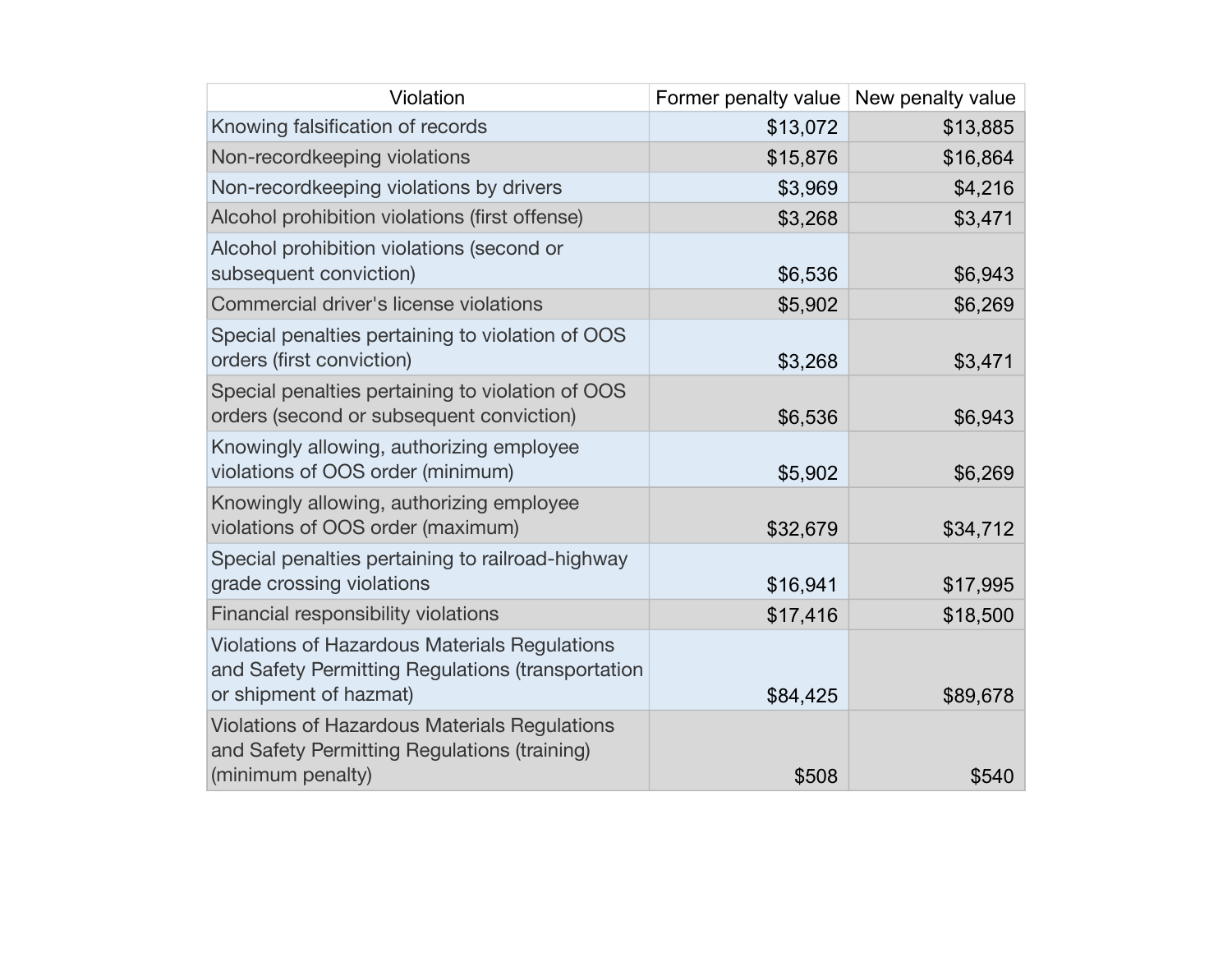| Violation | Former penalty value | New penalty value |
| --- | --- | --- |
| Knowing falsification of records | $13,072 | $13,885 |
| Non-recordkeeping violations | $15,876 | $16,864 |
| Non-recordkeeping violations by drivers | $3,969 | $4,216 |
| Alcohol prohibition violations (first offense) | $3,268 | $3,471 |
| Alcohol prohibition violations (second or subsequent conviction) | $6,536 | $6,943 |
| Commercial driver's license violations | $5,902 | $6,269 |
| Special penalties pertaining to violation of OOS orders (first conviction) | $3,268 | $3,471 |
| Special penalties pertaining to violation of OOS orders (second or subsequent conviction) | $6,536 | $6,943 |
| Knowingly allowing, authorizing employee violations of OOS order (minimum) | $5,902 | $6,269 |
| Knowingly allowing, authorizing employee violations of OOS order (maximum) | $32,679 | $34,712 |
| Special penalties pertaining to railroad-highway grade crossing violations | $16,941 | $17,995 |
| Financial responsibility violations | $17,416 | $18,500 |
| Violations of Hazardous Materials Regulations and Safety Permitting Regulations (transportation or shipment of hazmat) | $84,425 | $89,678 |
| Violations of Hazardous Materials Regulations and Safety Permitting Regulations (training) (minimum penalty) | $508 | $540 |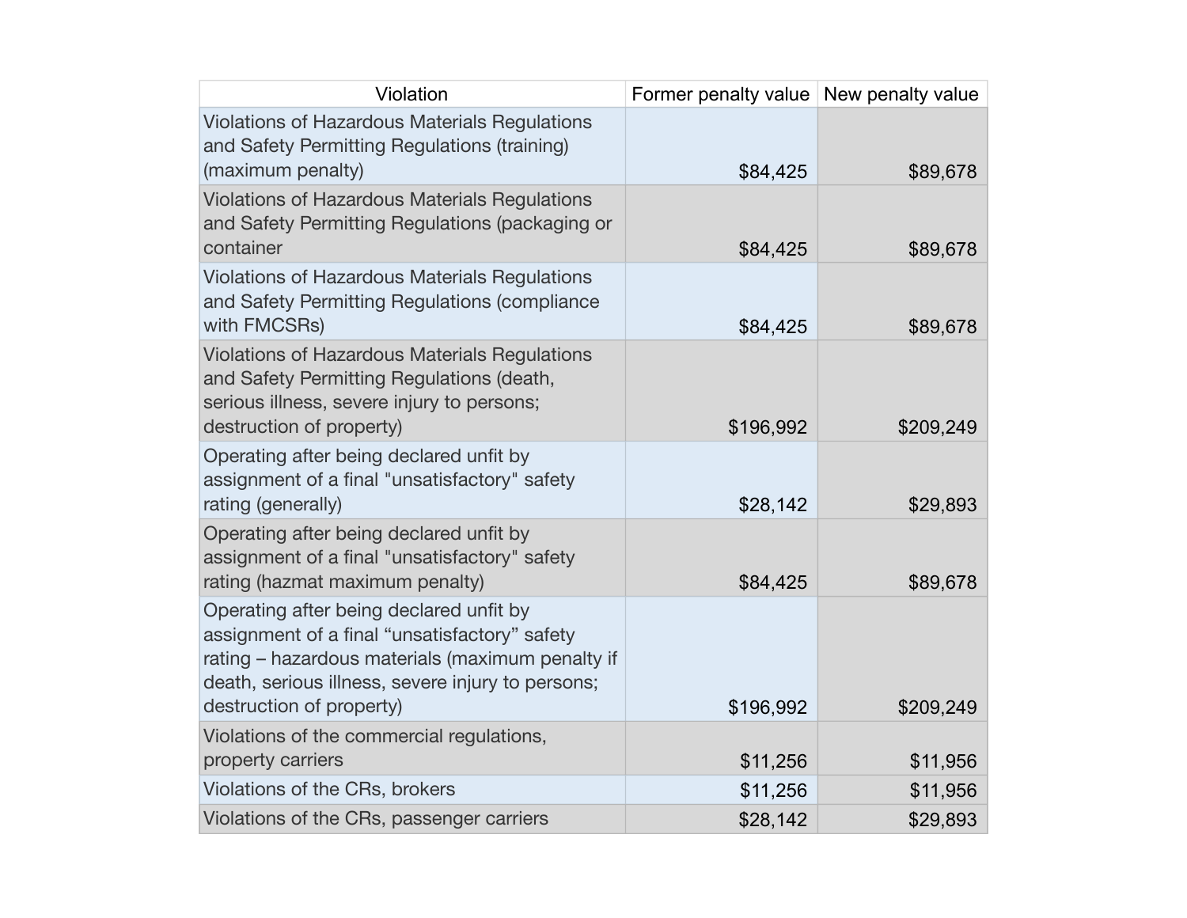| Violation | Former penalty value | New penalty value |
|---|---|---|
| Violations of Hazardous Materials Regulations and Safety Permitting Regulations (training) (maximum penalty) | $84,425 | $89,678 |
| Violations of Hazardous Materials Regulations and Safety Permitting Regulations (packaging or container | $84,425 | $89,678 |
| Violations of Hazardous Materials Regulations and Safety Permitting Regulations (compliance with FMCSRs) | $84,425 | $89,678 |
| Violations of Hazardous Materials Regulations and Safety Permitting Regulations (death, serious illness, severe injury to persons; destruction of property) | $196,992 | $209,249 |
| Operating after being declared unfit by assignment of a final "unsatisfactory" safety rating (generally) | $28,142 | $29,893 |
| Operating after being declared unfit by assignment of a final "unsatisfactory" safety rating (hazmat maximum penalty) | $84,425 | $89,678 |
| Operating after being declared unfit by assignment of a final “unsatisfactory” safety rating – hazardous materials (maximum penalty if death, serious illness, severe injury to persons; destruction of property) | $196,992 | $209,249 |
| Violations of the commercial regulations, property carriers | $11,256 | $11,956 |
| Violations of the CRs, brokers | $11,256 | $11,956 |
| Violations of the CRs, passenger carriers | $28,142 | $29,893 |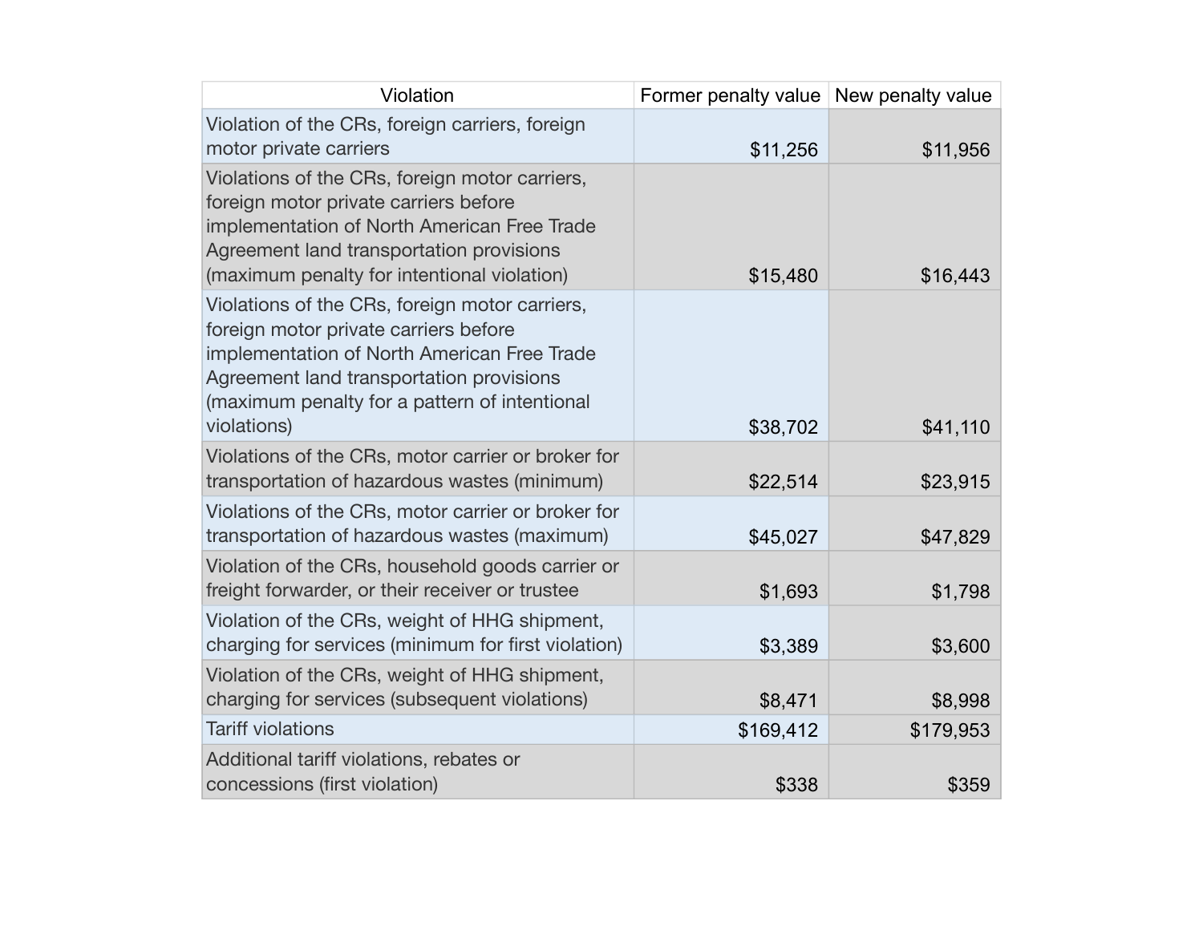| Violation | Former penalty value | New penalty value |
| --- | --- | --- |
| Violation of the CRs, foreign carriers, foreign motor private carriers | $11,256 | $11,956 |
| Violations of the CRs, foreign motor carriers, foreign motor private carriers before implementation of North American Free Trade Agreement land transportation provisions (maximum penalty for intentional violation) | $15,480 | $16,443 |
| Violations of the CRs, foreign motor carriers, foreign motor private carriers before implementation of North American Free Trade Agreement land transportation provisions (maximum penalty for a pattern of intentional violations) | $38,702 | $41,110 |
| Violations of the CRs, motor carrier or broker for transportation of hazardous wastes (minimum) | $22,514 | $23,915 |
| Violations of the CRs, motor carrier or broker for transportation of hazardous wastes (maximum) | $45,027 | $47,829 |
| Violation of the CRs, household goods carrier or freight forwarder, or their receiver or trustee | $1,693 | $1,798 |
| Violation of the CRs, weight of HHG shipment, charging for services (minimum for first violation) | $3,389 | $3,600 |
| Violation of the CRs, weight of HHG shipment, charging for services (subsequent violations) | $8,471 | $8,998 |
| Tariff violations | $169,412 | $179,953 |
| Additional tariff violations, rebates or concessions (first violation) | $338 | $359 |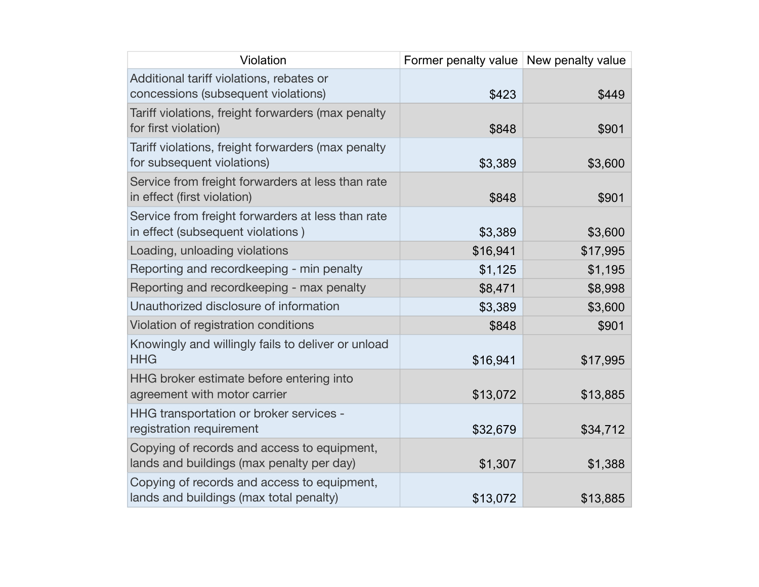| Violation | Former penalty value | New penalty value |
| --- | --- | --- |
| Additional tariff violations, rebates or concessions (subsequent violations) | $423 | $449 |
| Tariff violations, freight forwarders (max penalty for first violation) | $848 | $901 |
| Tariff violations, freight forwarders (max penalty for subsequent violations) | $3,389 | $3,600 |
| Service from freight forwarders at less than rate in effect (first violation) | $848 | $901 |
| Service from freight forwarders at less than rate in effect (subsequent violations ) | $3,389 | $3,600 |
| Loading, unloading violations | $16,941 | $17,995 |
| Reporting and recordkeeping - min penalty | $1,125 | $1,195 |
| Reporting and recordkeeping - max penalty | $8,471 | $8,998 |
| Unauthorized disclosure of information | $3,389 | $3,600 |
| Violation of registration conditions | $848 | $901 |
| Knowingly and willingly fails to deliver or unload HHG | $16,941 | $17,995 |
| HHG broker estimate before entering into agreement with motor carrier | $13,072 | $13,885 |
| HHG transportation or broker services - registration requirement | $32,679 | $34,712 |
| Copying of records and access to equipment, lands and buildings (max penalty per day) | $1,307 | $1,388 |
| Copying of records and access to equipment, lands and buildings (max total penalty) | $13,072 | $13,885 |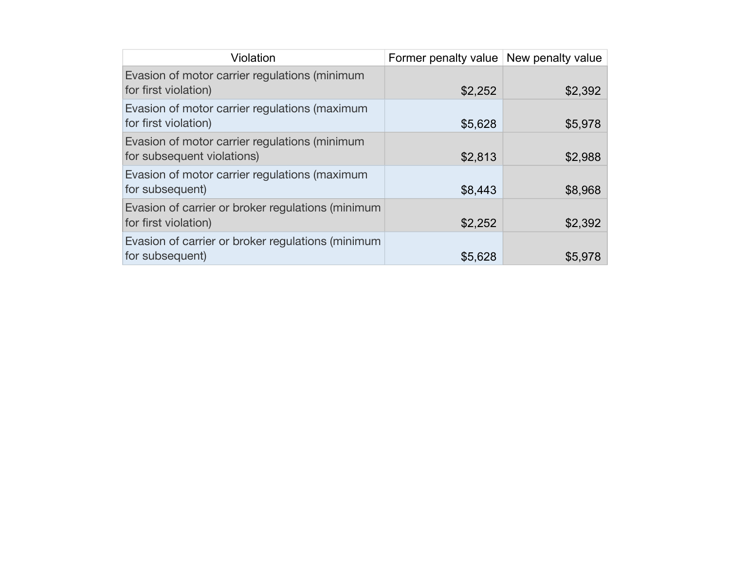| Violation | Former penalty value | New penalty value |
|---|---|---|
| Evasion of motor carrier regulations (minimum for first violation) | $2,252 | $2,392 |
| Evasion of motor carrier regulations (maximum for first violation) | $5,628 | $5,978 |
| Evasion of motor carrier regulations (minimum for subsequent violations) | $2,813 | $2,988 |
| Evasion of motor carrier regulations (maximum for subsequent) | $8,443 | $8,968 |
| Evasion of carrier or broker regulations (minimum for first violation) | $2,252 | $2,392 |
| Evasion of carrier or broker regulations (minimum for subsequent) | $5,628 | $5,978 |